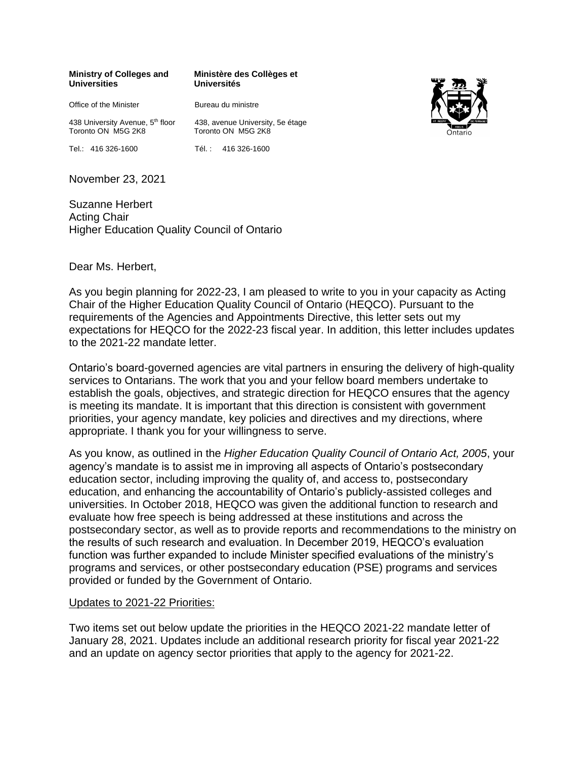**Ministry of Colleges and Universities**

Office of the Minister

438 University Avenue, 5th floor
Toronto ON M5G 2K8

Tel.: 416 326-1600

**Ministère des Collèges et Universités**

Bureau du ministre

438, avenue University, 5e étage
Toronto ON M5G 2K8

Tél. : 416 326-1600

November 23, 2021

Suzanne Herbert
Acting Chair
Higher Education Quality Council of Ontario

Dear Ms. Herbert,

As you begin planning for 2022-23, I am pleased to write to you in your capacity as Acting Chair of the Higher Education Quality Council of Ontario (HEQCO). Pursuant to the requirements of the Agencies and Appointments Directive, this letter sets out my expectations for HEQCO for the 2022-23 fiscal year. In addition, this letter includes updates to the 2021-22 mandate letter.

Ontario's board-governed agencies are vital partners in ensuring the delivery of high-quality services to Ontarians. The work that you and your fellow board members undertake to establish the goals, objectives, and strategic direction for HEQCO ensures that the agency is meeting its mandate. It is important that this direction is consistent with government priorities, your agency mandate, key policies and directives and my directions, where appropriate. I thank you for your willingness to serve.

As you know, as outlined in the *Higher Education Quality Council of Ontario Act, 2005*, your agency's mandate is to assist me in improving all aspects of Ontario's postsecondary education sector, including improving the quality of, and access to, postsecondary education, and enhancing the accountability of Ontario's publicly-assisted colleges and universities. In October 2018, HEQCO was given the additional function to research and evaluate how free speech is being addressed at these institutions and across the postsecondary sector, as well as to provide reports and recommendations to the ministry on the results of such research and evaluation. In December 2019, HEQCO's evaluation function was further expanded to include Minister specified evaluations of the ministry's programs and services, or other postsecondary education (PSE) programs and services provided or funded by the Government of Ontario.

Updates to 2021-22 Priorities:

Two items set out below update the priorities in the HEQCO 2021-22 mandate letter of January 28, 2021. Updates include an additional research priority for fiscal year 2021-22 and an update on agency sector priorities that apply to the agency for 2021-22.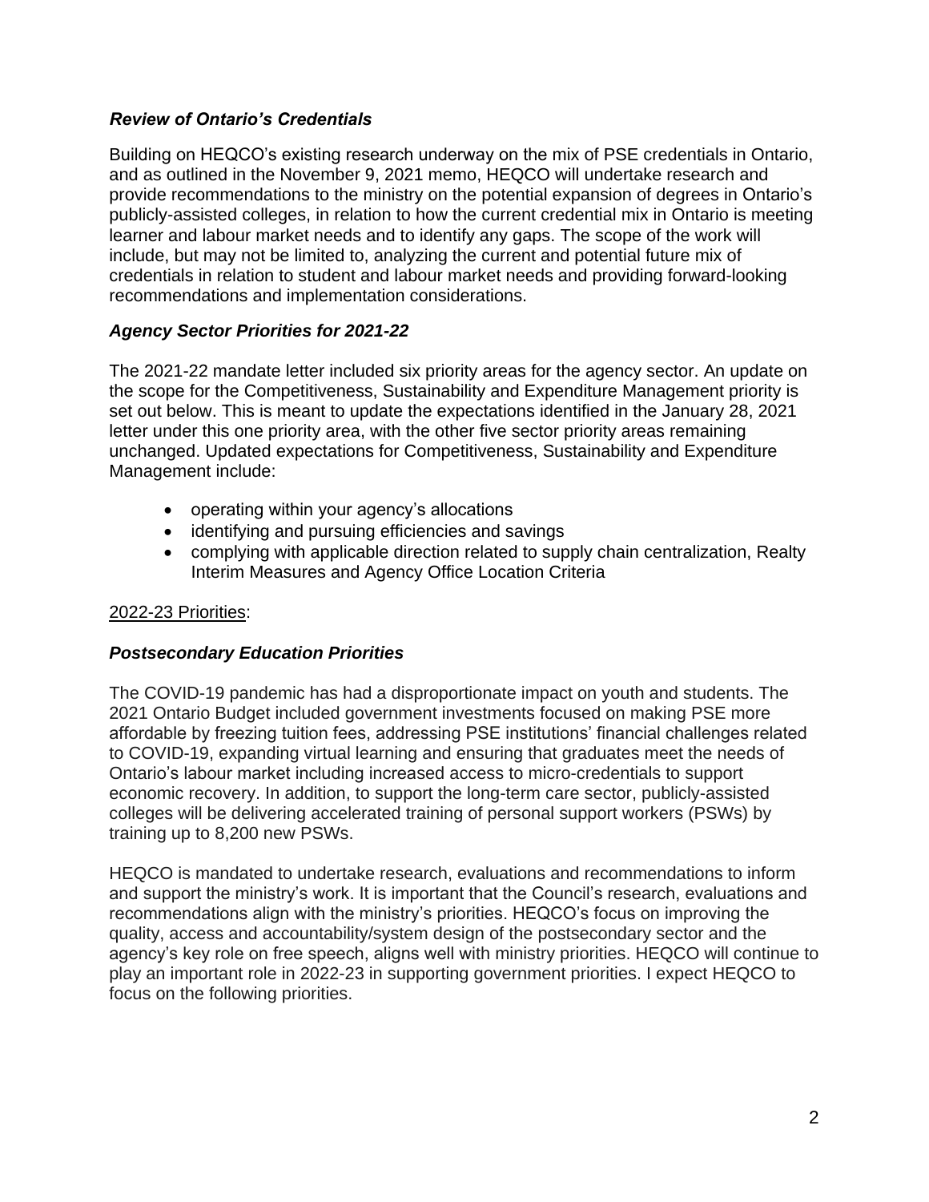### *Review of Ontario's Credentials*

Building on HEQCO's existing research underway on the mix of PSE credentials in Ontario, and as outlined in the November 9, 2021 memo, HEQCO will undertake research and provide recommendations to the ministry on the potential expansion of degrees in Ontario's publicly-assisted colleges, in relation to how the current credential mix in Ontario is meeting learner and labour market needs and to identify any gaps. The scope of the work will include, but may not be limited to, analyzing the current and potential future mix of credentials in relation to student and labour market needs and providing forward-looking recommendations and implementation considerations.

### *Agency Sector Priorities for 2021-22*

The 2021-22 mandate letter included six priority areas for the agency sector. An update on the scope for the Competitiveness, Sustainability and Expenditure Management priority is set out below. This is meant to update the expectations identified in the January 28, 2021 letter under this one priority area, with the other five sector priority areas remaining unchanged. Updated expectations for Competitiveness, Sustainability and Expenditure Management include:

- operating within your agency's allocations
- identifying and pursuing efficiencies and savings
- complying with applicable direction related to supply chain centralization, Realty Interim Measures and Agency Office Location Criteria

<u>2022-23 Priorities</u>:

### *Postsecondary Education Priorities*

The COVID-19 pandemic has had a disproportionate impact on youth and students. The 2021 Ontario Budget included government investments focused on making PSE more affordable by freezing tuition fees, addressing PSE institutions' financial challenges related to COVID-19, expanding virtual learning and ensuring that graduates meet the needs of Ontario's labour market including increased access to micro-credentials to support economic recovery. In addition, to support the long-term care sector, publicly-assisted colleges will be delivering accelerated training of personal support workers (PSWs) by training up to 8,200 new PSWs.

HEQCO is mandated to undertake research, evaluations and recommendations to inform and support the ministry's work. It is important that the Council's research, evaluations and recommendations align with the ministry's priorities. HEQCO's focus on improving the quality, access and accountability/system design of the postsecondary sector and the agency's key role on free speech, aligns well with ministry priorities. HEQCO will continue to play an important role in 2022-23 in supporting government priorities. I expect HEQCO to focus on the following priorities.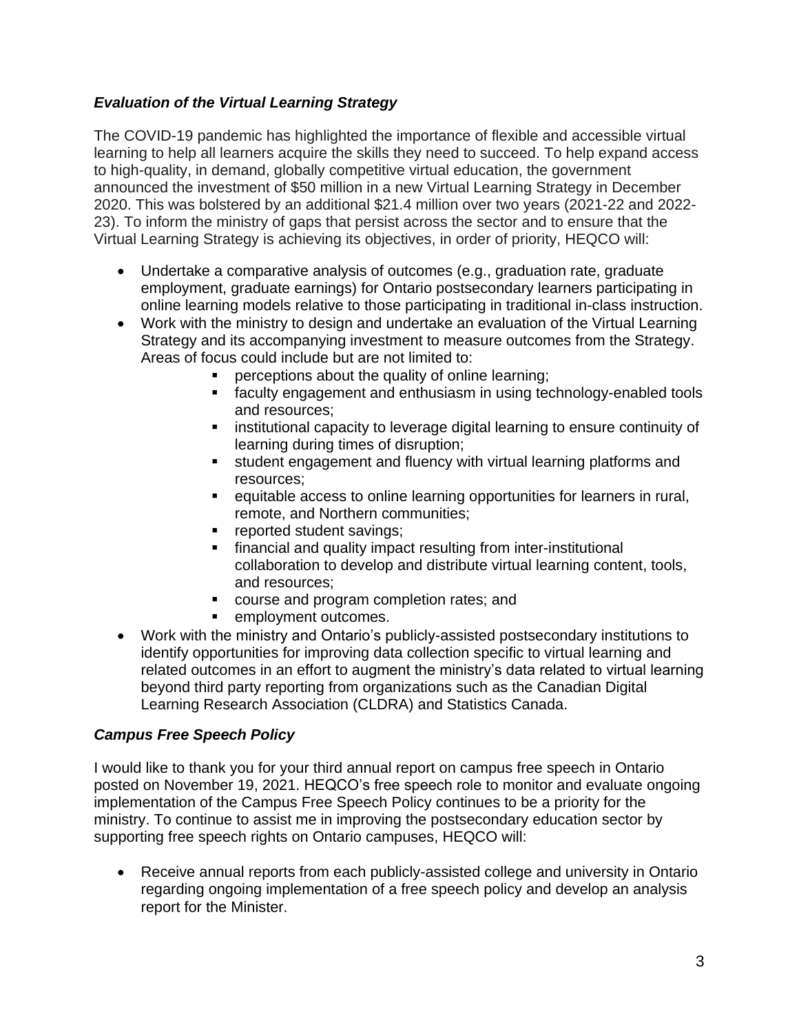***Evaluation of the Virtual Learning Strategy***

The COVID-19 pandemic has highlighted the importance of flexible and accessible virtual learning to help all learners acquire the skills they need to succeed. To help expand access to high-quality, in demand, globally competitive virtual education, the government announced the investment of $50 million in a new Virtual Learning Strategy in December 2020. This was bolstered by an additional $21.4 million over two years (2021-22 and 2022-23). To inform the ministry of gaps that persist across the sector and to ensure that the Virtual Learning Strategy is achieving its objectives, in order of priority, HEQCO will:

- Undertake a comparative analysis of outcomes (e.g., graduation rate, graduate employment, graduate earnings) for Ontario postsecondary learners participating in online learning models relative to those participating in traditional in-class instruction.
- Work with the ministry to design and undertake an evaluation of the Virtual Learning Strategy and its accompanying investment to measure outcomes from the Strategy. Areas of focus could include but are not limited to:
  - perceptions about the quality of online learning;
  - faculty engagement and enthusiasm in using technology-enabled tools and resources;
  - institutional capacity to leverage digital learning to ensure continuity of learning during times of disruption;
  - student engagement and fluency with virtual learning platforms and resources;
  - equitable access to online learning opportunities for learners in rural, remote, and Northern communities;
  - reported student savings;
  - financial and quality impact resulting from inter-institutional collaboration to develop and distribute virtual learning content, tools, and resources;
  - course and program completion rates; and
  - employment outcomes.
- Work with the ministry and Ontario's publicly-assisted postsecondary institutions to identify opportunities for improving data collection specific to virtual learning and related outcomes in an effort to augment the ministry's data related to virtual learning beyond third party reporting from organizations such as the Canadian Digital Learning Research Association (CLDRA) and Statistics Canada.

***Campus Free Speech Policy***

I would like to thank you for your third annual report on campus free speech in Ontario posted on November 19, 2021. HEQCO's free speech role to monitor and evaluate ongoing implementation of the Campus Free Speech Policy continues to be a priority for the ministry. To continue to assist me in improving the postsecondary education sector by supporting free speech rights on Ontario campuses, HEQCO will:

- Receive annual reports from each publicly-assisted college and university in Ontario regarding ongoing implementation of a free speech policy and develop an analysis report for the Minister.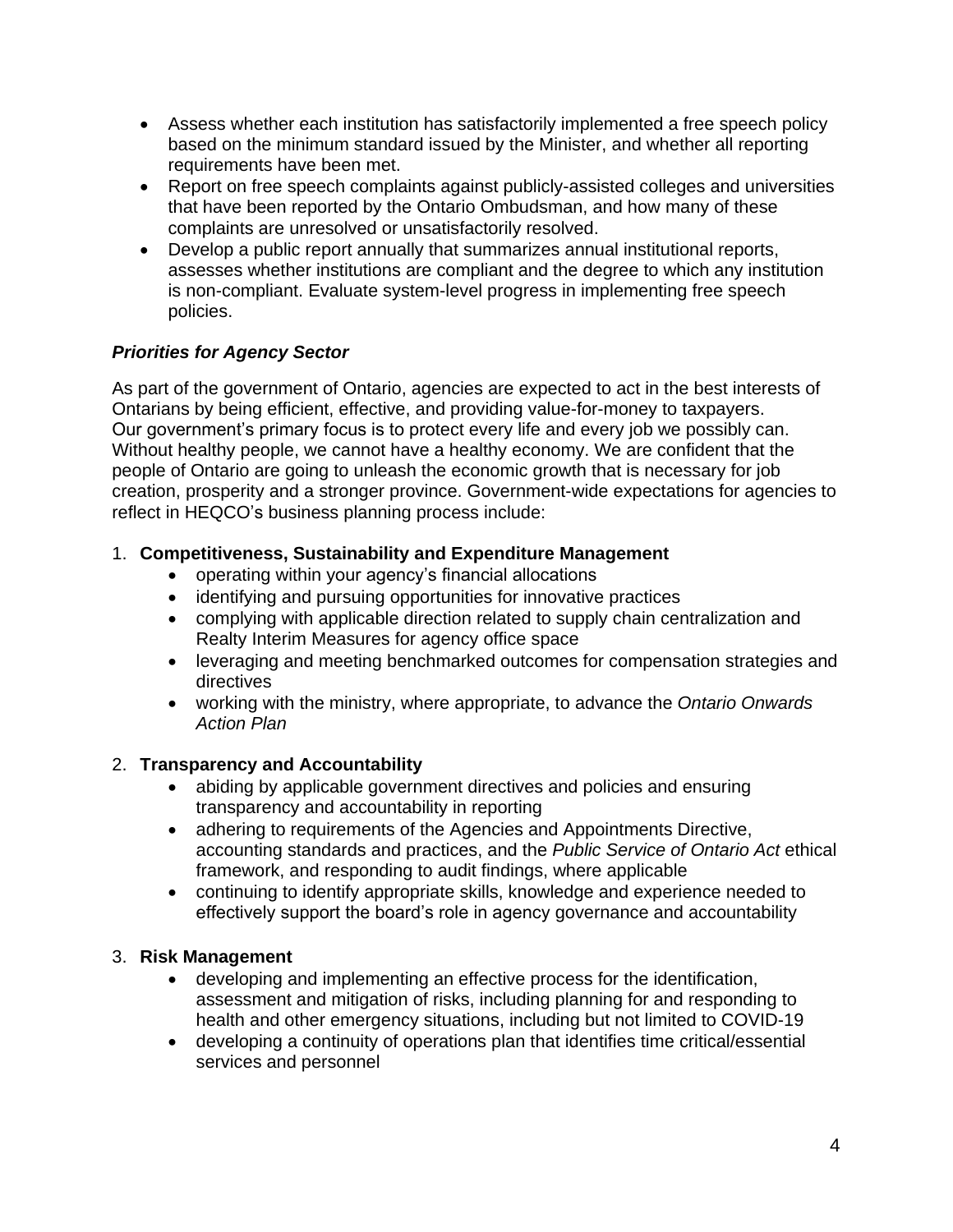- Assess whether each institution has satisfactorily implemented a free speech policy based on the minimum standard issued by the Minister, and whether all reporting requirements have been met.
- Report on free speech complaints against publicly-assisted colleges and universities that have been reported by the Ontario Ombudsman, and how many of these complaints are unresolved or unsatisfactorily resolved.
- Develop a public report annually that summarizes annual institutional reports, assesses whether institutions are compliant and the degree to which any institution is non-compliant. Evaluate system-level progress in implementing free speech policies.

***Priorities for Agency Sector***

As part of the government of Ontario, agencies are expected to act in the best interests of Ontarians by being efficient, effective, and providing value-for-money to taxpayers. Our government's primary focus is to protect every life and every job we possibly can. Without healthy people, we cannot have a healthy economy. We are confident that the people of Ontario are going to unleash the economic growth that is necessary for job creation, prosperity and a stronger province. Government-wide expectations for agencies to reflect in HEQCO's business planning process include:

1. **Competitiveness, Sustainability and Expenditure Management**
    - operating within your agency's financial allocations
    - identifying and pursuing opportunities for innovative practices
    - complying with applicable direction related to supply chain centralization and Realty Interim Measures for agency office space
    - leveraging and meeting benchmarked outcomes for compensation strategies and directives
    - working with the ministry, where appropriate, to advance the *Ontario Onwards Action Plan*

2. **Transparency and Accountability**
    - abiding by applicable government directives and policies and ensuring transparency and accountability in reporting
    - adhering to requirements of the Agencies and Appointments Directive, accounting standards and practices, and the *Public Service of Ontario Act* ethical framework, and responding to audit findings, where applicable
    - continuing to identify appropriate skills, knowledge and experience needed to effectively support the board's role in agency governance and accountability

3. **Risk Management**
    - developing and implementing an effective process for the identification, assessment and mitigation of risks, including planning for and responding to health and other emergency situations, including but not limited to COVID-19
    - developing a continuity of operations plan that identifies time critical/essential services and personnel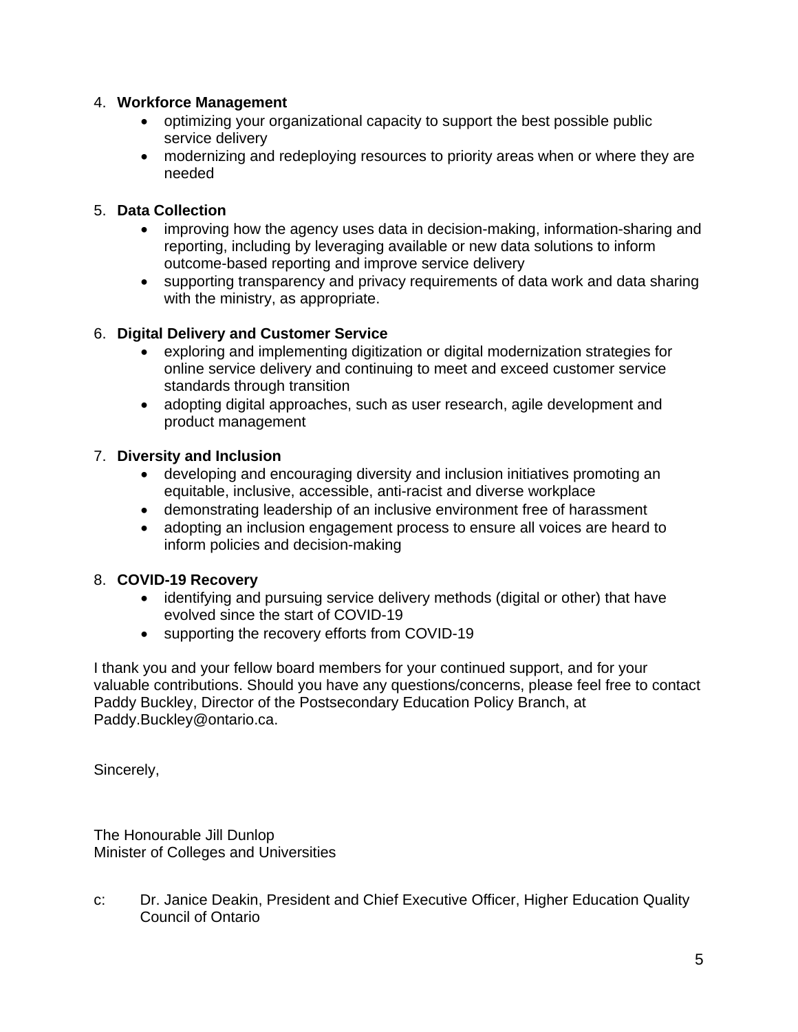4. **Workforce Management**
    - optimizing your organizational capacity to support the best possible public service delivery
    - modernizing and redeploying resources to priority areas when or where they are needed

5. **Data Collection**
    - improving how the agency uses data in decision-making, information-sharing and reporting, including by leveraging available or new data solutions to inform outcome-based reporting and improve service delivery
    - supporting transparency and privacy requirements of data work and data sharing with the ministry, as appropriate.

6. **Digital Delivery and Customer Service**
    - exploring and implementing digitization or digital modernization strategies for online service delivery and continuing to meet and exceed customer service standards through transition
    - adopting digital approaches, such as user research, agile development and product management

7. **Diversity and Inclusion**
    - developing and encouraging diversity and inclusion initiatives promoting an equitable, inclusive, accessible, anti-racist and diverse workplace
    - demonstrating leadership of an inclusive environment free of harassment
    - adopting an inclusion engagement process to ensure all voices are heard to inform policies and decision-making

8. **COVID-19 Recovery**
    - identifying and pursuing service delivery methods (digital or other) that have evolved since the start of COVID-19
    - supporting the recovery efforts from COVID-19

I thank you and your fellow board members for your continued support, and for your valuable contributions. Should you have any questions/concerns, please feel free to contact Paddy Buckley, Director of the Postsecondary Education Policy Branch, at Paddy.Buckley@ontario.ca.

Sincerely,

The Honourable Jill Dunlop
Minister of Colleges and Universities

c: Dr. Janice Deakin, President and Chief Executive Officer, Higher Education Quality Council of Ontario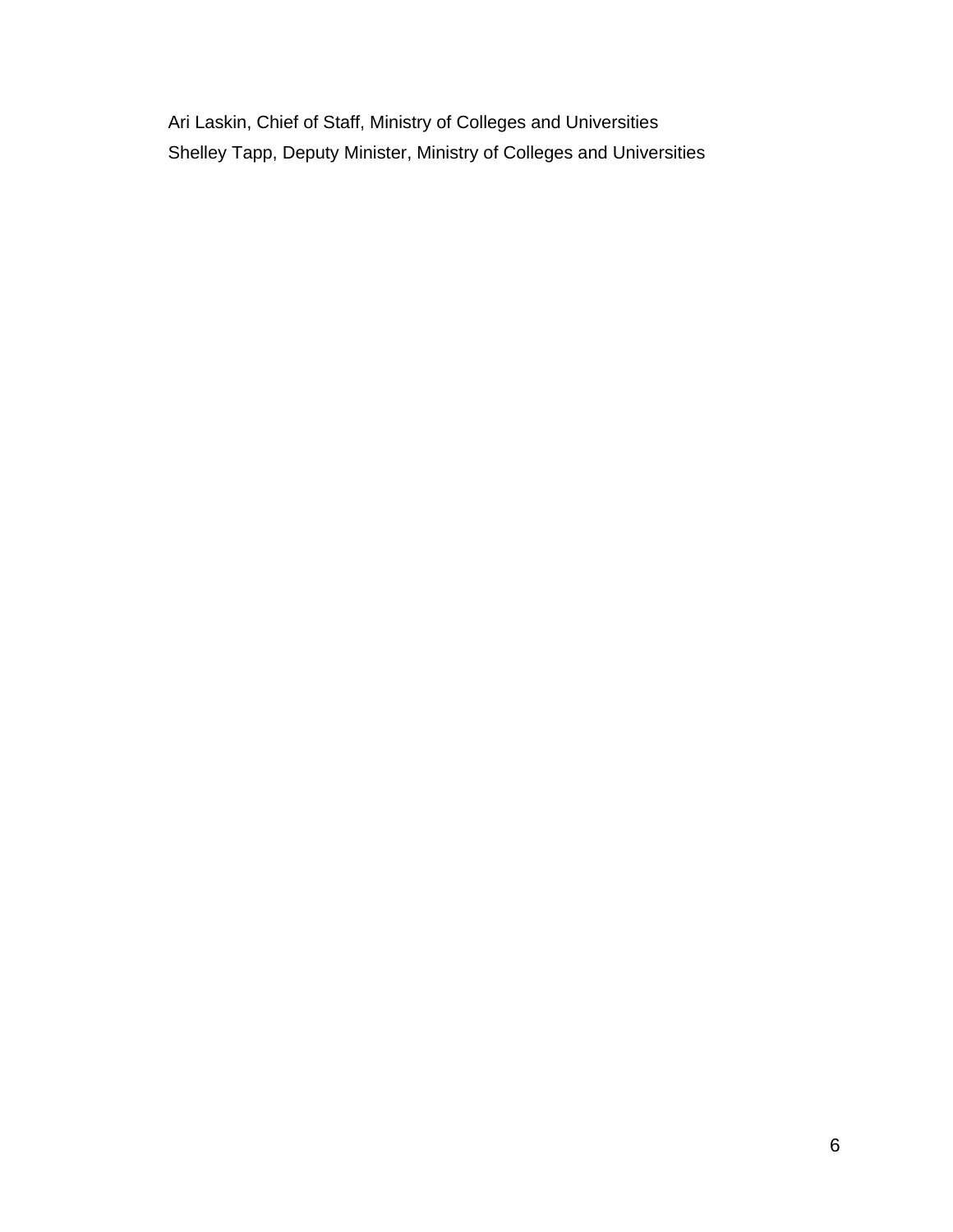Ari Laskin, Chief of Staff, Ministry of Colleges and Universities
Shelley Tapp, Deputy Minister, Ministry of Colleges and Universities